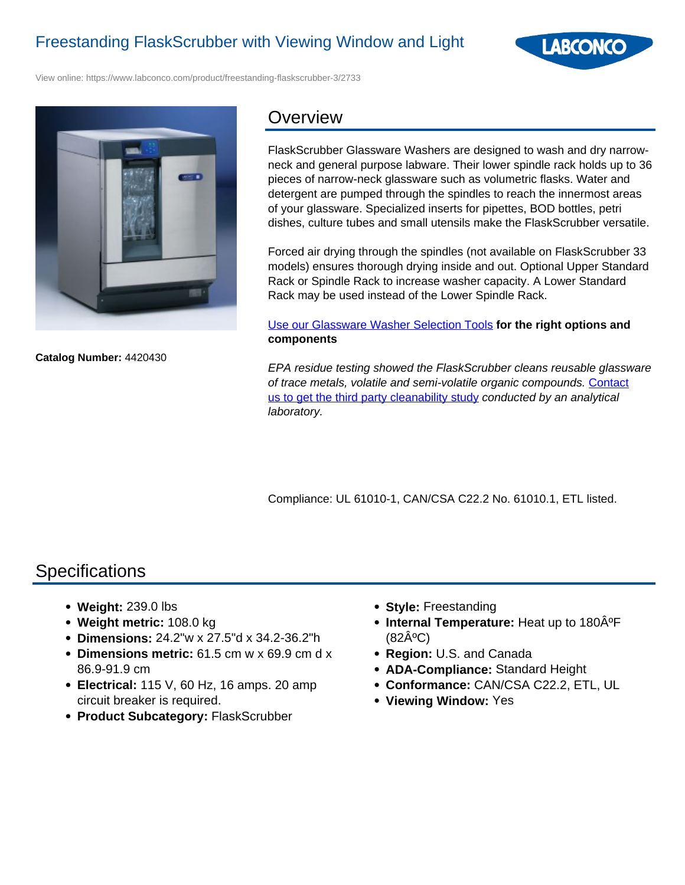# Freestanding FlaskScrubber with Viewing Window and Light

View online: https://www.labconco.com/product/freestanding-flaskscrubber-3/2733

**Catalog Number:** 4420430

## Overview

FlaskScrubber Glassware Washers are designed to wash and dry narrow-neck and general purpose labware. Their lower spindle rack holds up to 36 pieces of narrow-neck glassware such as volumetric flasks. Water and detergent are pumped through the spindles to reach the innermost areas of your glassware. Specialized inserts for pipettes, BOD bottles, petri dishes, culture tubes and small utensils make the FlaskScrubber versatile.

Forced air drying through the spindles (not available on FlaskScrubber 33 models) ensures thorough drying inside and out. Optional Upper Standard Rack or Spindle Rack to increase washer capacity. A Lower Standard Rack may be used instead of the Lower Spindle Rack.

Use our Glassware Washer Selection Tools **for the right options and components**

*EPA residue testing showed the FlaskScrubber cleans reusable glassware of trace metals, volatile and semi-volatile organic compounds.* Contact us to get the third party cleanability study *conducted by an analytical laboratory.*

Compliance: UL 61010-1, CAN/CSA C22.2 No. 61010.1, ETL listed.

## Specifications

- **Weight:** 239.0 lbs
- **Weight metric:** 108.0 kg
- **Dimensions:** 24.2"w x 27.5"d x 34.2-36.2"h
- **Dimensions metric:** 61.5 cm w x 69.9 cm d x 86.9-91.9 cm
- **Electrical:** 115 V, 60 Hz, 16 amps. 20 amp circuit breaker is required.
- **Product Subcategory:** FlaskScrubber
- **Style:** Freestanding
- **Internal Temperature:** Heat up to 180ÂºF (82ÂºC)
- **Region:** U.S. and Canada
- **ADA-Compliance:** Standard Height
- **Conformance:** CAN/CSA C22.2, ETL, UL
- **Viewing Window:** Yes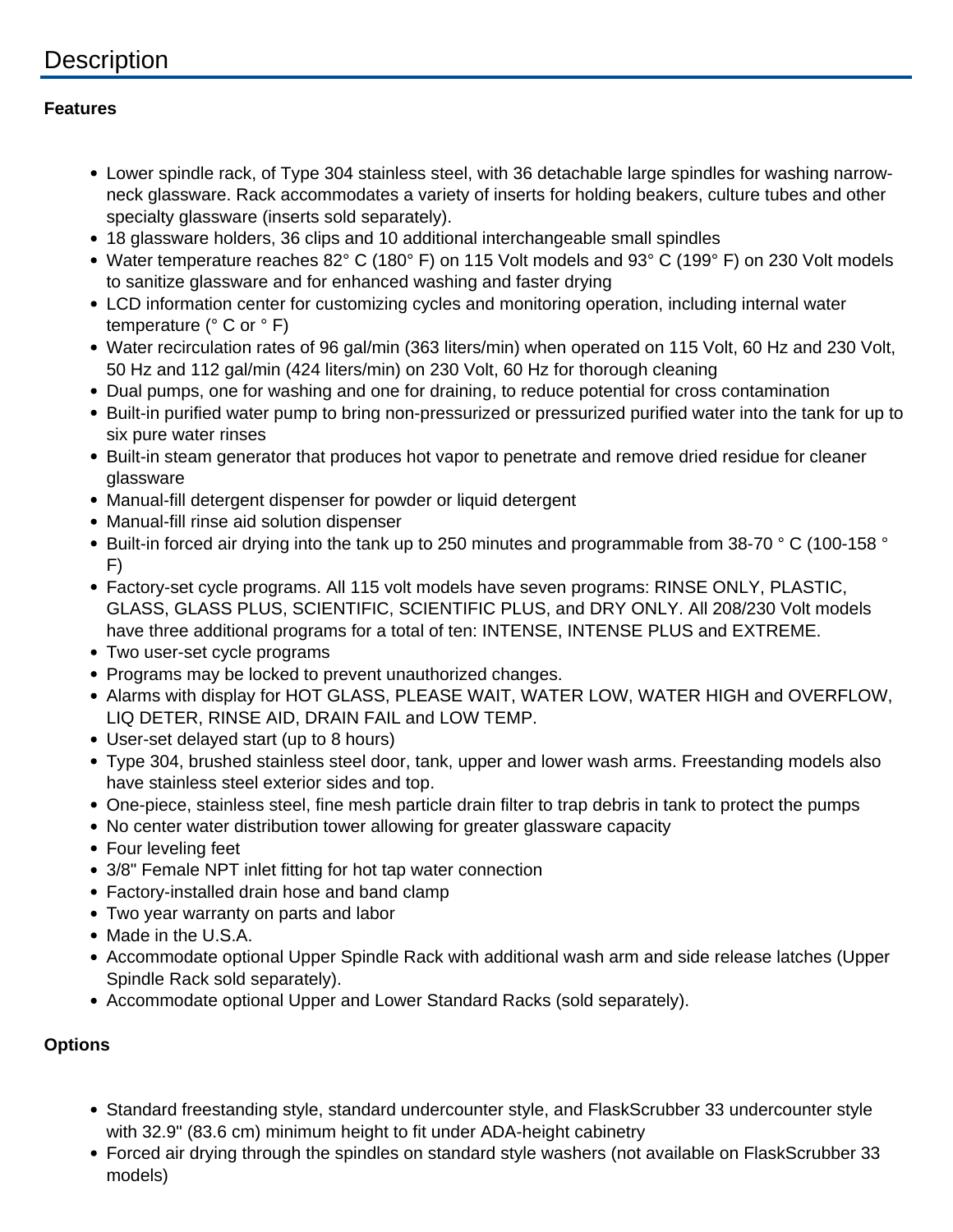# Description

**Features**

- Lower spindle rack, of Type 304 stainless steel, with 36 detachable large spindles for washing narrow-neck glassware. Rack accommodates a variety of inserts for holding beakers, culture tubes and other specialty glassware (inserts sold separately).
- 18 glassware holders, 36 clips and 10 additional interchangeable small spindles
- Water temperature reaches 82° C (180° F) on 115 Volt models and 93° C (199° F) on 230 Volt models to sanitize glassware and for enhanced washing and faster drying
- LCD information center for customizing cycles and monitoring operation, including internal water temperature (° C or ° F)
- Water recirculation rates of 96 gal/min (363 liters/min) when operated on 115 Volt, 60 Hz and 230 Volt, 50 Hz and 112 gal/min (424 liters/min) on 230 Volt, 60 Hz for thorough cleaning
- Dual pumps, one for washing and one for draining, to reduce potential for cross contamination
- Built-in purified water pump to bring non-pressurized or pressurized purified water into the tank for up to six pure water rinses
- Built-in steam generator that produces hot vapor to penetrate and remove dried residue for cleaner glassware
- Manual-fill detergent dispenser for powder or liquid detergent
- Manual-fill rinse aid solution dispenser
- Built-in forced air drying into the tank up to 250 minutes and programmable from 38-70 ° C (100-158 ° F)
- Factory-set cycle programs. All 115 volt models have seven programs: RINSE ONLY, PLASTIC, GLASS, GLASS PLUS, SCIENTIFIC, SCIENTIFIC PLUS, and DRY ONLY. All 208/230 Volt models have three additional programs for a total of ten: INTENSE, INTENSE PLUS and EXTREME.
- Two user-set cycle programs
- Programs may be locked to prevent unauthorized changes.
- Alarms with display for HOT GLASS, PLEASE WAIT, WATER LOW, WATER HIGH and OVERFLOW, LIQ DETER, RINSE AID, DRAIN FAIL and LOW TEMP.
- User-set delayed start (up to 8 hours)
- Type 304, brushed stainless steel door, tank, upper and lower wash arms. Freestanding models also have stainless steel exterior sides and top.
- One-piece, stainless steel, fine mesh particle drain filter to trap debris in tank to protect the pumps
- No center water distribution tower allowing for greater glassware capacity
- Four leveling feet
- 3/8" Female NPT inlet fitting for hot tap water connection
- Factory-installed drain hose and band clamp
- Two year warranty on parts and labor
- Made in the U.S.A.
- Accommodate optional Upper Spindle Rack with additional wash arm and side release latches (Upper Spindle Rack sold separately).
- Accommodate optional Upper and Lower Standard Racks (sold separately).

**Options**

- Standard freestanding style, standard undercounter style, and FlaskScrubber 33 undercounter style with 32.9" (83.6 cm) minimum height to fit under ADA-height cabinetry
- Forced air drying through the spindles on standard style washers (not available on FlaskScrubber 33 models)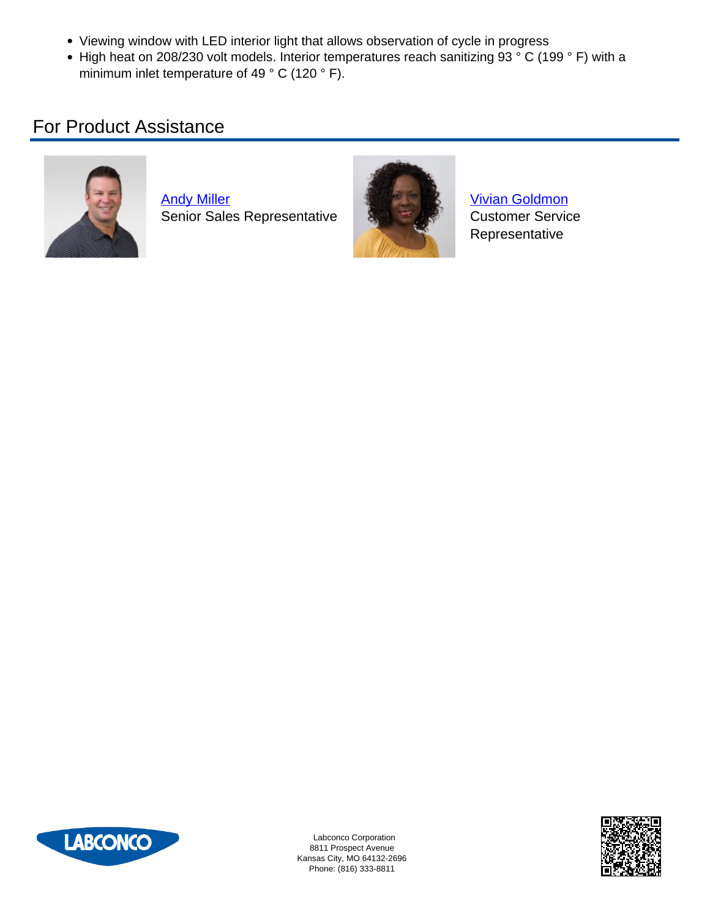- Viewing window with LED interior light that allows observation of cycle in progress
- High heat on 208/230 volt models. Interior temperatures reach sanitizing 93 ° C (199 ° F) with a minimum inlet temperature of 49 ° C (120 ° F).

## For Product Assistance

Andy Miller
Senior Sales Representative

Vivian Goldmon
Customer Service Representative

Labconco Corporation
8811 Prospect Avenue
Kansas City, MO 64132-2696
Phone: (816) 333-8811